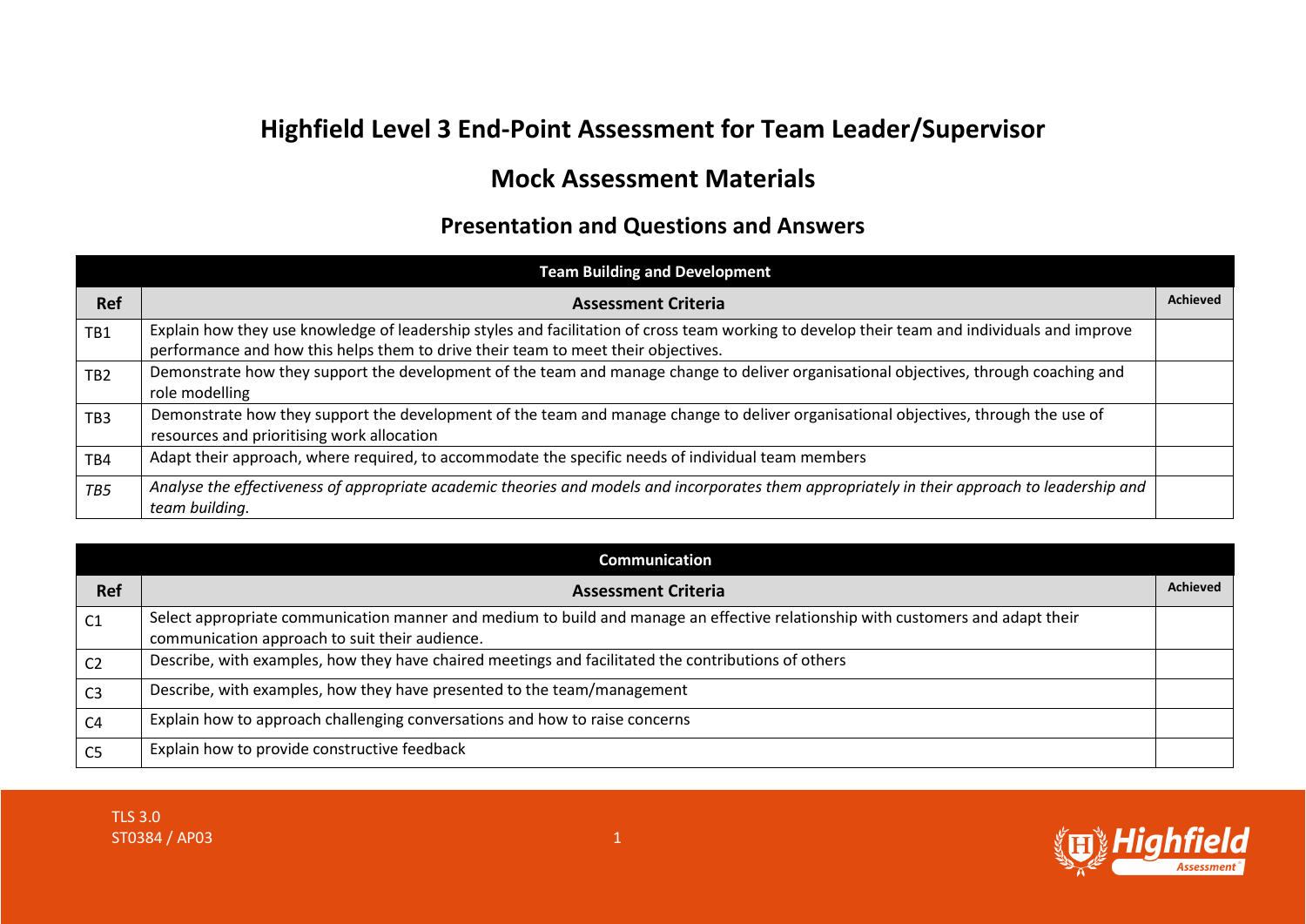# Highfield Level 3 End-Point Assessment for Team Leader/Supervisor

## Mock Assessment Materials

### Presentation and Questions and Answers

| Team Building and Development | | |
|---|---|---|
| **Ref** | **Assessment Criteria** | **Achieved** |
| TB1 | Explain how they use knowledge of leadership styles and facilitation of cross team working to develop their team and individuals and improve performance and how this helps them to drive their team to meet their objectives. | |
| TB2 | Demonstrate how they support the development of the team and manage change to deliver organisational objectives, through coaching and role modelling | |
| TB3 | Demonstrate how they support the development of the team and manage change to deliver organisational objectives, through the use of resources and prioritising work allocation | |
| TB4 | Adapt their approach, where required, to accommodate the specific needs of individual team members | |
| *TB5* | *Analyse the effectiveness of appropriate academic theories and models and incorporates them appropriately in their approach to leadership and team building.* | |

| Communication | | |
|---|---|---|
| **Ref** | **Assessment Criteria** | **Achieved** |
| C1 | Select appropriate communication manner and medium to build and manage an effective relationship with customers and adapt their communication approach to suit their audience. | |
| C2 | Describe, with examples, how they have chaired meetings and facilitated the contributions of others | |
| C3 | Describe, with examples, how they have presented to the team/management | |
| C4 | Explain how to approach challenging conversations and how to raise concerns | |
| C5 | Explain how to provide constructive feedback | |

TLS 3.0
ST0384 / AP03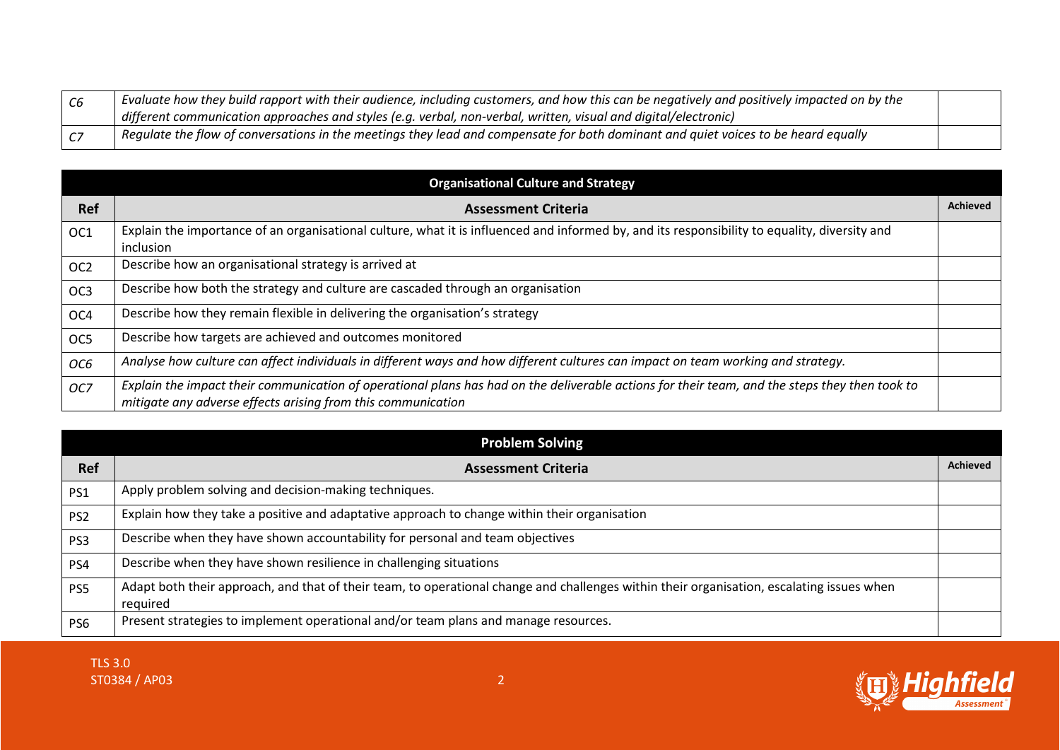| | | |
|---|---|---|
| *C6* | *Evaluate how they build rapport with their audience, including customers, and how this can be negatively and positively impacted on by the different communication approaches and styles (e.g. verbal, non-verbal, written, visual and digital/electronic)* | |
| *C7* | *Regulate the flow of conversations in the meetings they lead and compensate for both dominant and quiet voices to be heard equally* | |

| **Organisational Culture and Strategy** | | |
|---|---|---|
| **Ref** | **Assessment Criteria** | **Achieved** |
| OC1 | Explain the importance of an organisational culture, what it is influenced and informed by, and its responsibility to equality, diversity and inclusion | |
| OC2 | Describe how an organisational strategy is arrived at | |
| OC3 | Describe how both the strategy and culture are cascaded through an organisation | |
| OC4 | Describe how they remain flexible in delivering the organisation's strategy | |
| OC5 | Describe how targets are achieved and outcomes monitored | |
| *OC6* | *Analyse how culture can affect individuals in different ways and how different cultures can impact on team working and strategy.* | |
| *OC7* | *Explain the impact their communication of operational plans has had on the deliverable actions for their team, and the steps they then took to mitigate any adverse effects arising from this communication* | |

| **Problem Solving** | | |
|---|---|---|
| **Ref** | **Assessment Criteria** | **Achieved** |
| PS1 | Apply problem solving and decision-making techniques. | |
| PS2 | Explain how they take a positive and adaptative approach to change within their organisation | |
| PS3 | Describe when they have shown accountability for personal and team objectives | |
| PS4 | Describe when they have shown resilience in challenging situations | |
| PS5 | Adapt both their approach, and that of their team, to operational change and challenges within their organisation, escalating issues when required | |
| PS6 | Present strategies to implement operational and/or team plans and manage resources. | |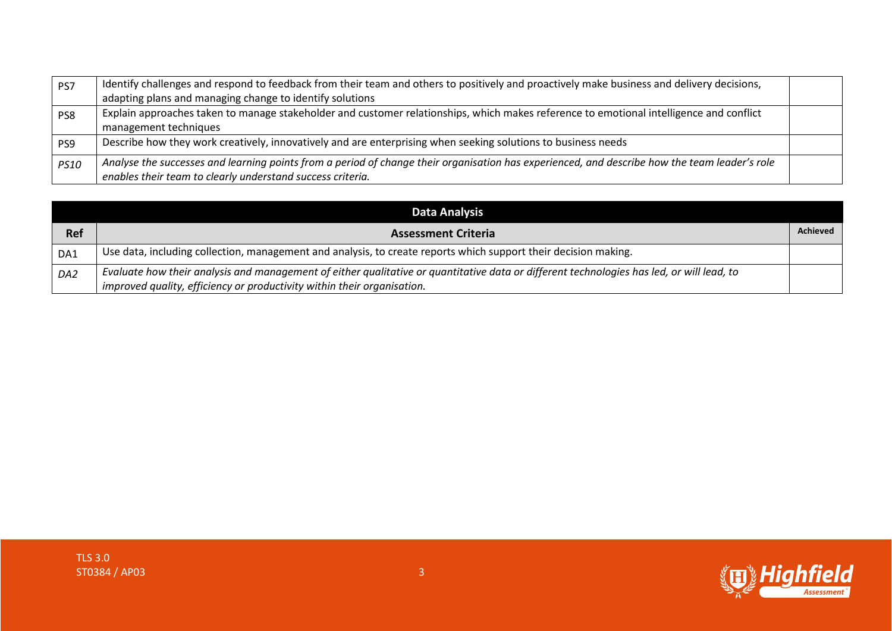| | | |
|---|---|---|
| PS7 | Identify challenges and respond to feedback from their team and others to positively and proactively make business and delivery decisions, adapting plans and managing change to identify solutions | |
| PS8 | Explain approaches taken to manage stakeholder and customer relationships, which makes reference to emotional intelligence and conflict management techniques | |
| PS9 | Describe how they work creatively, innovatively and are enterprising when seeking solutions to business needs | |
| *PS10* | *Analyse the successes and learning points from a period of change their organisation has experienced, and describe how the team leader's role enables their team to clearly understand success criteria.* | |

**Data Analysis**

| Ref | Assessment Criteria | Achieved |
|---|---|---|
| DA1 | Use data, including collection, management and analysis, to create reports which support their decision making. | |
| *DA2* | *Evaluate how their analysis and management of either qualitative or quantitative data or different technologies has led, or will lead, to improved quality, efficiency or productivity within their organisation.* | |